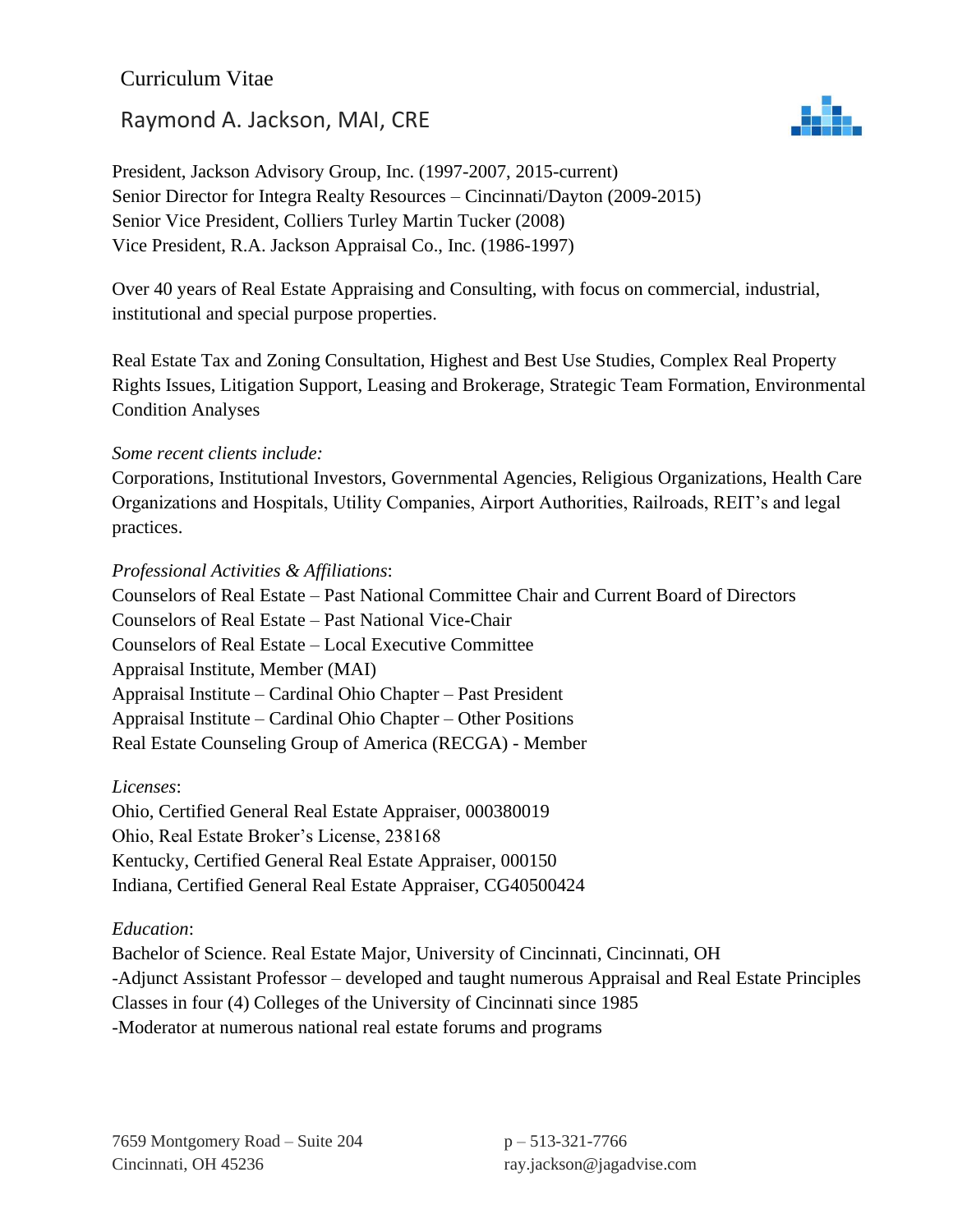Curriculum Vitae

# Raymond A. Jackson, MAI, CRE

President, Jackson Advisory Group, Inc. (1997-2007, 2015-current)
Senior Director for Integra Realty Resources – Cincinnati/Dayton (2009-2015)
Senior Vice President, Colliers Turley Martin Tucker (2008)
Vice President, R.A. Jackson Appraisal Co., Inc. (1986-1997)

Over 40 years of Real Estate Appraising and Consulting, with focus on commercial, industrial, institutional and special purpose properties.

Real Estate Tax and Zoning Consultation, Highest and Best Use Studies, Complex Real Property Rights Issues, Litigation Support, Leasing and Brokerage, Strategic Team Formation, Environmental Condition Analyses

*Some recent clients include:*
Corporations, Institutional Investors, Governmental Agencies, Religious Organizations, Health Care Organizations and Hospitals, Utility Companies, Airport Authorities, Railroads, REIT's and legal practices.

*Professional Activities & Affiliations*:
Counselors of Real Estate – Past National Committee Chair and Current Board of Directors
Counselors of Real Estate – Past National Vice-Chair
Counselors of Real Estate – Local Executive Committee
Appraisal Institute, Member (MAI)
Appraisal Institute – Cardinal Ohio Chapter – Past President
Appraisal Institute – Cardinal Ohio Chapter – Other Positions
Real Estate Counseling Group of America (RECGA) - Member

*Licenses*:
Ohio, Certified General Real Estate Appraiser, 000380019
Ohio, Real Estate Broker's License, 238168
Kentucky, Certified General Real Estate Appraiser, 000150
Indiana, Certified General Real Estate Appraiser, CG40500424

*Education*:
Bachelor of Science. Real Estate Major, University of Cincinnati, Cincinnati, OH
-Adjunct Assistant Professor – developed and taught numerous Appraisal and Real Estate Principles Classes in four (4) Colleges of the University of Cincinnati since 1985
-Moderator at numerous national real estate forums and programs

7659 Montgomery Road – Suite 204
Cincinnati, OH 45236

p – 513-321-7766
ray.jackson@jagadvise.com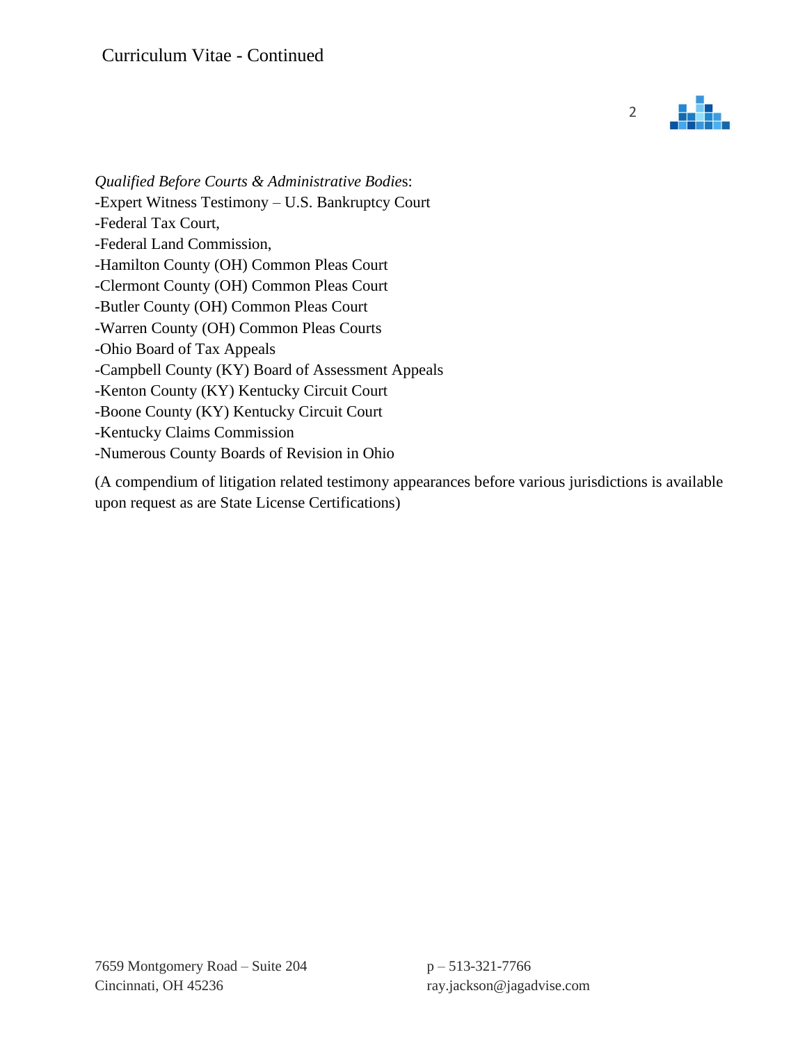*Qualified Before Courts & Administrative Bodies*:

- -Expert Witness Testimony – U.S. Bankruptcy Court
- -Federal Tax Court,
- -Federal Land Commission,
- -Hamilton County (OH) Common Pleas Court
- -Clermont County (OH) Common Pleas Court
- -Butler County (OH) Common Pleas Court
- -Warren County (OH) Common Pleas Courts
- -Ohio Board of Tax Appeals
- -Campbell County (KY) Board of Assessment Appeals
- -Kenton County (KY) Kentucky Circuit Court
- -Boone County (KY) Kentucky Circuit Court
- -Kentucky Claims Commission
- -Numerous County Boards of Revision in Ohio

(A compendium of litigation related testimony appearances before various jurisdictions is available upon request as are State License Certifications)

7659 Montgomery Road – Suite 204
Cincinnati, OH 45236

p – 513-321-7766
ray.jackson@jagadvise.com